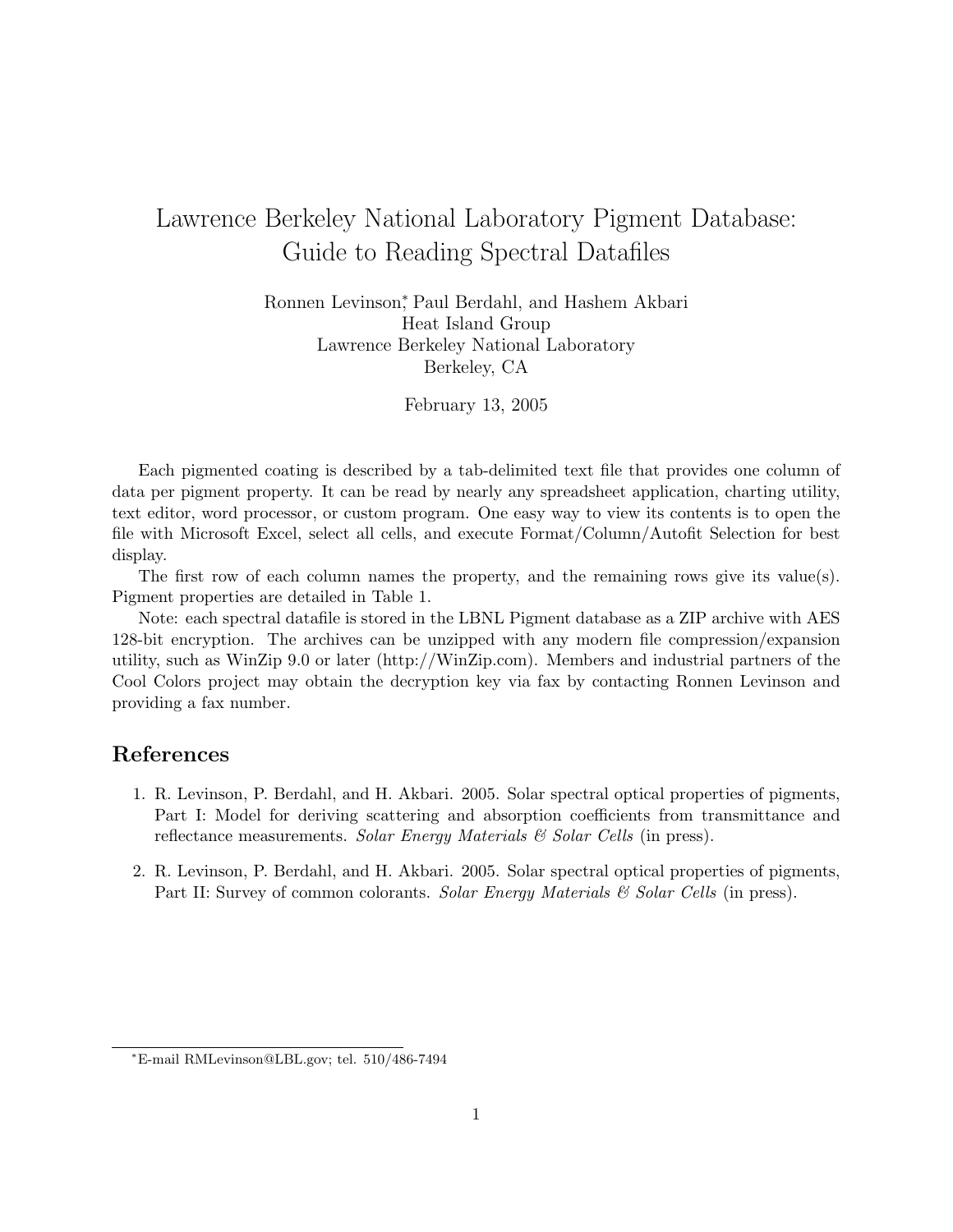# Lawrence Berkeley National Laboratory Pigment Database: Guide to Reading Spectral Datafiles

Ronnen Levinson[*], Paul Berdahl, and Hashem Akbari
Heat Island Group
Lawrence Berkeley National Laboratory
Berkeley, CA

February 13, 2005

Each pigmented coating is described by a tab-delimited text file that provides one column of data per pigment property. It can be read by nearly any spreadsheet application, charting utility, text editor, word processor, or custom program. One easy way to view its contents is to open the file with Microsoft Excel, select all cells, and execute Format/Column/Autofit Selection for best display.

The first row of each column names the property, and the remaining rows give its value(s). Pigment properties are detailed in Table 1.

Note: each spectral datafile is stored in the LBNL Pigment database as a ZIP archive with AES 128-bit encryption. The archives can be unzipped with any modern file compression/expansion utility, such as WinZip 9.0 or later (http://WinZip.com). Members and industrial partners of the Cool Colors project may obtain the decryption key via fax by contacting Ronnen Levinson and providing a fax number.

## References

1. R. Levinson, P. Berdahl, and H. Akbari. 2005. Solar spectral optical properties of pigments, Part I: Model for deriving scattering and absorption coefficients from transmittance and reflectance measurements. *Solar Energy Materials & Solar Cells* (in press).
2. R. Levinson, P. Berdahl, and H. Akbari. 2005. Solar spectral optical properties of pigments, Part II: Survey of common colorants. *Solar Energy Materials & Solar Cells* (in press).

[*] E-mail RMLevinson@LBL.gov; tel. 510/486-7494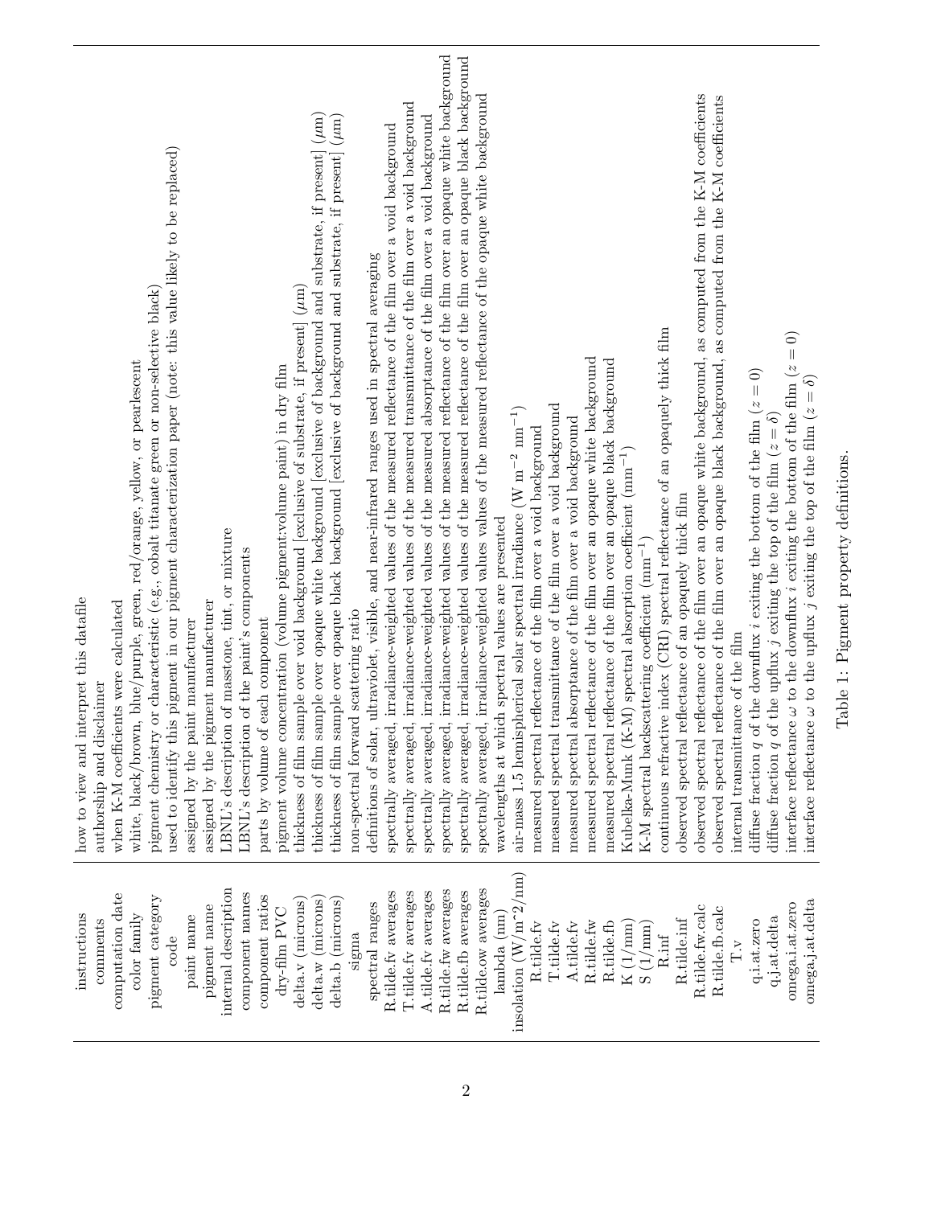| | |
|---|---|
| instructions | how to view and interpret this datafile |
| comments | authorship and disclaimer |
| computation date | when K-M coefficients were calculated |
| color family | white, black/brown, blue/purple, green, red/orange, yellow, or pearlescent |
| pigment category | pigment chemistry or characteristic (e.g., cobalt titanate green or non-selective black) |
| code | used to identify this pigment in our pigment characterization paper (note: this value likely to be replaced) |
| paint name | assigned by the paint manufacturer |
| pigment name | assigned by the pigment manufacturer |
| internal description | LBNL's description of masstone, tint, or mixture |
| component names | LBNL's description of the paint's components |
| component ratios | parts by volume of each component |
| dry-film PVC | pigment volume concentration (volume pigment:volume paint) in dry film |
| delta.v (microns) | thickness of film sample over void background [exclusive of substrate, if present] ($\mu$m) |
| delta.w (microns) | thickness of film sample over opaque white background [exclusive of background and substrate, if present] ($\mu$m) |
| delta.b (microns) | thickness of film sample over opaque black background [exclusive of background and substrate, if present] ($\mu$m) |
| sigma | non-spectral forward scattering ratio |
| spectral ranges | definitions of solar, ultraviolet, visible, and near-infrared ranges used in spectral averaging |
| R.tilde.fv averages | spectrally averaged, irradiance-weighted values of the measured reflectance of the film over a void background |
| T.tilde.fv averages | spectrally averaged, irradiance-weighted values of the measured transmittance of the film over a void background |
| A.tilde.fv averages | spectrally averaged, irradiance-weighted values of the measured absorptance of the film over a void background |
| R.tilde.fw averages | spectrally averaged, irradiance-weighted values of the measured reflectance of the film over an opaque white background |
| R.tilde.fb averages | spectrally averaged, irradiance-weighted values of the measured reflectance of the film over an opaque black background |
| R.tilde.ow averages | spectrally averaged, irradiance-weighted values values of the measured reflectance of the opaque white background |
| lambda (nm) | wavelengths at which spectral values are presented |
| insolation (W/m^2/nm) | air-mass 1.5 hemispherical solar spectral irradiance (W m$^{-2}$ nm$^{-1}$) |
| R.tilde.fv | measured spectral reflectance of the film over a void background |
| T.tilde.fv | measured spectral transmittance of the film over a void background |
| A.tilde.fv | measured spectral absorptance of the film over a void background |
| R.tilde.fw | measured spectral reflectance of the film over an opaque white background |
| R.tilde.fb | measured spectral reflectance of the film over an opaque black background |
| K (1/mm) | Kubelka-Munk (K-M) spectral absorption coefficient (mm$^{-1}$) |
| S (1/mm) | K-M spectral backscattering coefficient (mm$^{-1}$) |
| R.inf | continuous refractive index (CRI) spectral reflectance of an opaquely thick film |
| R.tilde.inf | observed spectral reflectance of an opaquely thick film |
| R.tilde.fw.calc | observed spectral reflectance of the film over an opaque white background, as computed from the K-M coefficients |
| R.tilde.fb.calc | observed spectral reflectance of the film over an opaque black background, as computed from the K-M coefficients |
| T.v | internal transmittance of the film |
| q.i.at.zero | diffuse fraction $q$ of the downflux $i$ exiting the bottom of the film ($z = 0$) |
| q.j.at.delta | diffuse fraction $q$ of the upflux $j$ exiting the top of the film ($z = \delta$) |
| omega.i.at.zero | interface reflectance $\omega$ to the downflux $i$ exiting the bottom of the film ($z = 0$) |
| omega.j.at.delta | interface reflectance $\omega$ to the upflux $j$ exiting the top of the film ($z = \delta$) |

Table 1: Pigment property definitions.